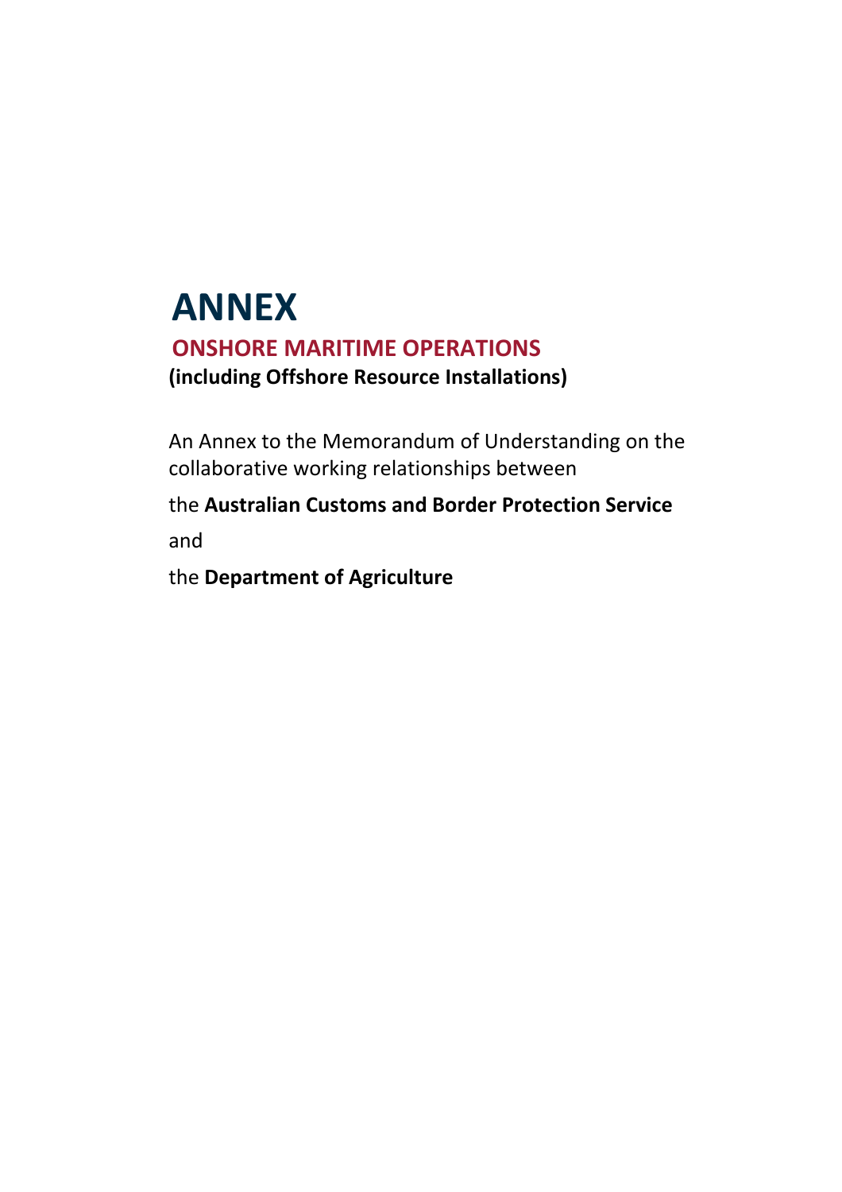# ANNEX

## ONSHORE MARITIME OPERATIONS

**(including Offshore Resource Installations)**

An Annex to the Memorandum of Understanding on the collaborative working relationships between

the **Australian Customs and Border Protection Service**

and

the **Department of Agriculture**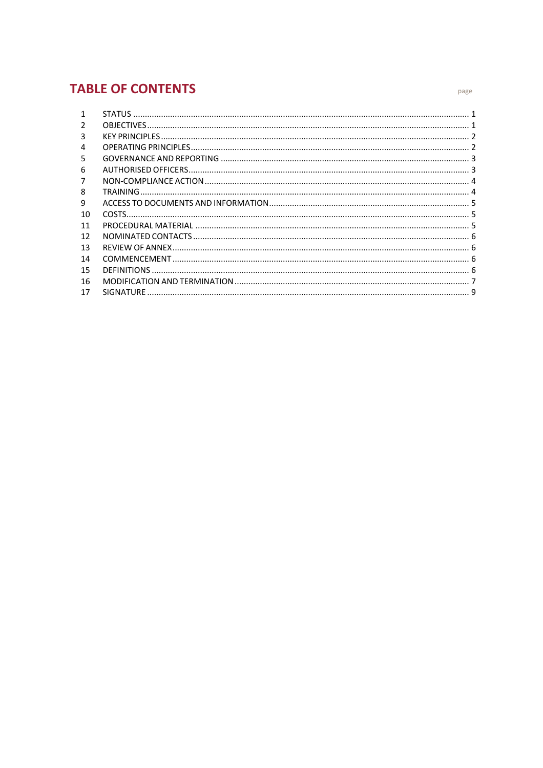# TABLE OF CONTENTS

| | | page |
|---|---|---|
| 1 | STATUS | 1 |
| 2 | OBJECTIVES | 1 |
| 3 | KEY PRINCIPLES | 2 |
| 4 | OPERATING PRINCIPLES | 2 |
| 5 | GOVERNANCE AND REPORTING | 3 |
| 6 | AUTHORISED OFFICERS | 3 |
| 7 | NON-COMPLIANCE ACTION | 4 |
| 8 | TRAINING | 4 |
| 9 | ACCESS TO DOCUMENTS AND INFORMATION | 5 |
| 10 | COSTS | 5 |
| 11 | PROCEDURAL MATERIAL | 5 |
| 12 | NOMINATED CONTACTS | 6 |
| 13 | REVIEW OF ANNEX | 6 |
| 14 | COMMENCEMENT | 6 |
| 15 | DEFINITIONS | 6 |
| 16 | MODIFICATION AND TERMINATION | 7 |
| 17 | SIGNATURE | 9 |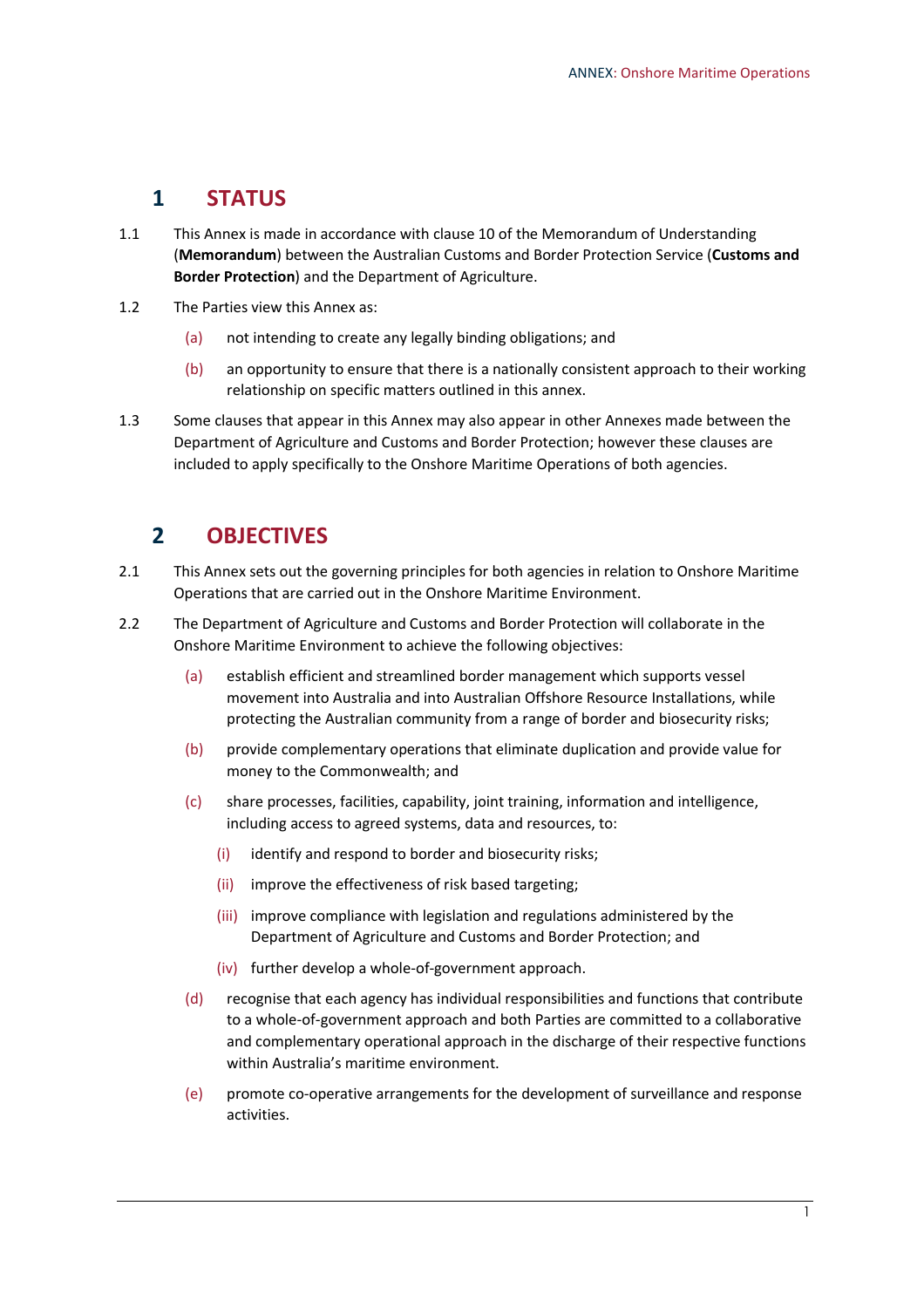# 1 STATUS

1.1 This Annex is made in accordance with clause 10 of the Memorandum of Understanding (**Memorandum**) between the Australian Customs and Border Protection Service (**Customs and Border Protection**) and the Department of Agriculture.

1.2 The Parties view this Annex as:

- (a) not intending to create any legally binding obligations; and
- (b) an opportunity to ensure that there is a nationally consistent approach to their working relationship on specific matters outlined in this annex.

1.3 Some clauses that appear in this Annex may also appear in other Annexes made between the Department of Agriculture and Customs and Border Protection; however these clauses are included to apply specifically to the Onshore Maritime Operations of both agencies.

# 2 OBJECTIVES

2.1 This Annex sets out the governing principles for both agencies in relation to Onshore Maritime Operations that are carried out in the Onshore Maritime Environment.

2.2 The Department of Agriculture and Customs and Border Protection will collaborate in the Onshore Maritime Environment to achieve the following objectives:

- (a) establish efficient and streamlined border management which supports vessel movement into Australia and into Australian Offshore Resource Installations, while protecting the Australian community from a range of border and biosecurity risks;
- (b) provide complementary operations that eliminate duplication and provide value for money to the Commonwealth; and
- (c) share processes, facilities, capability, joint training, information and intelligence, including access to agreed systems, data and resources, to:
  - (i) identify and respond to border and biosecurity risks;
  - (ii) improve the effectiveness of risk based targeting;
  - (iii) improve compliance with legislation and regulations administered by the Department of Agriculture and Customs and Border Protection; and
  - (iv) further develop a whole-of-government approach.
- (d) recognise that each agency has individual responsibilities and functions that contribute to a whole-of-government approach and both Parties are committed to a collaborative and complementary operational approach in the discharge of their respective functions within Australia's maritime environment.
- (e) promote co-operative arrangements for the development of surveillance and response activities.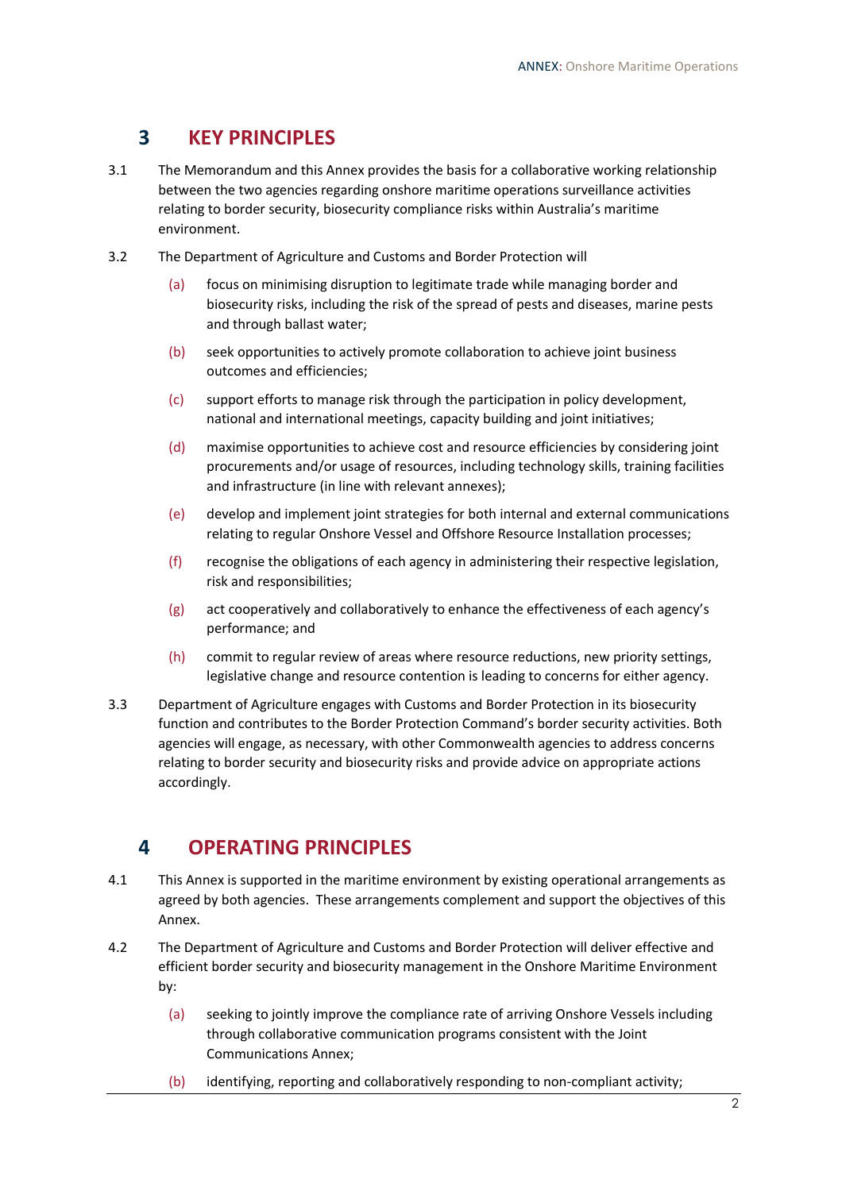## 3 KEY PRINCIPLES

3.1 The Memorandum and this Annex provides the basis for a collaborative working relationship between the two agencies regarding onshore maritime operations surveillance activities relating to border security, biosecurity compliance risks within Australia's maritime environment.

3.2 The Department of Agriculture and Customs and Border Protection will

- (a) focus on minimising disruption to legitimate trade while managing border and biosecurity risks, including the risk of the spread of pests and diseases, marine pests and through ballast water;
- (b) seek opportunities to actively promote collaboration to achieve joint business outcomes and efficiencies;
- (c) support efforts to manage risk through the participation in policy development, national and international meetings, capacity building and joint initiatives;
- (d) maximise opportunities to achieve cost and resource efficiencies by considering joint procurements and/or usage of resources, including technology skills, training facilities and infrastructure (in line with relevant annexes);
- (e) develop and implement joint strategies for both internal and external communications relating to regular Onshore Vessel and Offshore Resource Installation processes;
- (f) recognise the obligations of each agency in administering their respective legislation, risk and responsibilities;
- (g) act cooperatively and collaboratively to enhance the effectiveness of each agency's performance; and
- (h) commit to regular review of areas where resource reductions, new priority settings, legislative change and resource contention is leading to concerns for either agency.

3.3 Department of Agriculture engages with Customs and Border Protection in its biosecurity function and contributes to the Border Protection Command's border security activities. Both agencies will engage, as necessary, with other Commonwealth agencies to address concerns relating to border security and biosecurity risks and provide advice on appropriate actions accordingly.

## 4 OPERATING PRINCIPLES

4.1 This Annex is supported in the maritime environment by existing operational arrangements as agreed by both agencies. These arrangements complement and support the objectives of this Annex.

4.2 The Department of Agriculture and Customs and Border Protection will deliver effective and efficient border security and biosecurity management in the Onshore Maritime Environment by:

- (a) seeking to jointly improve the compliance rate of arriving Onshore Vessels including through collaborative communication programs consistent with the Joint Communications Annex;
- (b) identifying, reporting and collaboratively responding to non-compliant activity;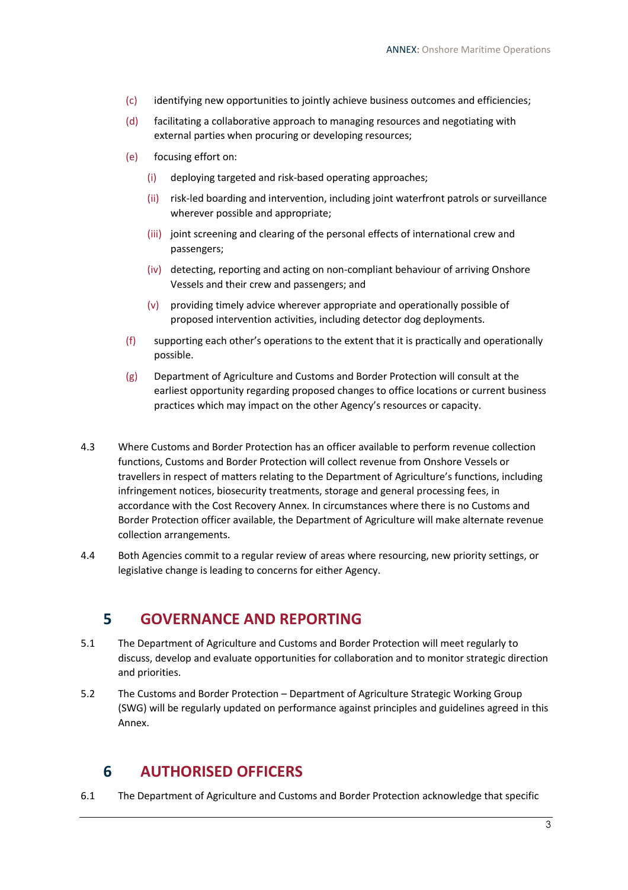(c) identifying new opportunities to jointly achieve business outcomes and efficiencies;

(d) facilitating a collaborative approach to managing resources and negotiating with external parties when procuring or developing resources;

(e) focusing effort on:

  (i) deploying targeted and risk-based operating approaches;

  (ii) risk-led boarding and intervention, including joint waterfront patrols or surveillance wherever possible and appropriate;

  (iii) joint screening and clearing of the personal effects of international crew and passengers;

  (iv) detecting, reporting and acting on non-compliant behaviour of arriving Onshore Vessels and their crew and passengers; and

  (v) providing timely advice wherever appropriate and operationally possible of proposed intervention activities, including detector dog deployments.

(f) supporting each other's operations to the extent that it is practically and operationally possible.

(g) Department of Agriculture and Customs and Border Protection will consult at the earliest opportunity regarding proposed changes to office locations or current business practices which may impact on the other Agency's resources or capacity.

4.3 Where Customs and Border Protection has an officer available to perform revenue collection functions, Customs and Border Protection will collect revenue from Onshore Vessels or travellers in respect of matters relating to the Department of Agriculture's functions, including infringement notices, biosecurity treatments, storage and general processing fees, in accordance with the Cost Recovery Annex. In circumstances where there is no Customs and Border Protection officer available, the Department of Agriculture will make alternate revenue collection arrangements.

4.4 Both Agencies commit to a regular review of areas where resourcing, new priority settings, or legislative change is leading to concerns for either Agency.

## 5 GOVERNANCE AND REPORTING

5.1 The Department of Agriculture and Customs and Border Protection will meet regularly to discuss, develop and evaluate opportunities for collaboration and to monitor strategic direction and priorities.

5.2 The Customs and Border Protection – Department of Agriculture Strategic Working Group (SWG) will be regularly updated on performance against principles and guidelines agreed in this Annex.

## 6 AUTHORISED OFFICERS

6.1 The Department of Agriculture and Customs and Border Protection acknowledge that specific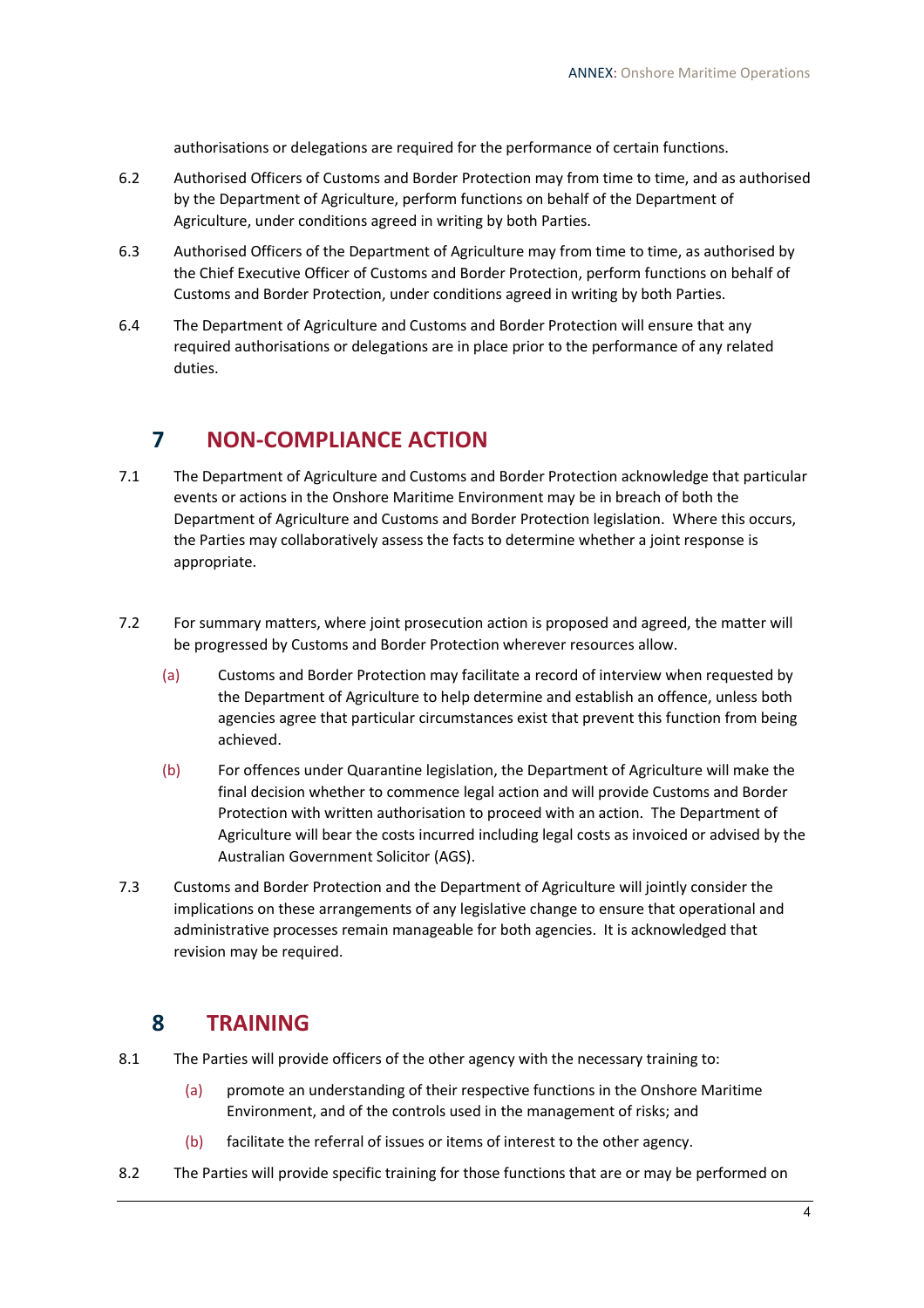authorisations or delegations are required for the performance of certain functions.

6.2 Authorised Officers of Customs and Border Protection may from time to time, and as authorised by the Department of Agriculture, perform functions on behalf of the Department of Agriculture, under conditions agreed in writing by both Parties.

6.3 Authorised Officers of the Department of Agriculture may from time to time, as authorised by the Chief Executive Officer of Customs and Border Protection, perform functions on behalf of Customs and Border Protection, under conditions agreed in writing by both Parties.

6.4 The Department of Agriculture and Customs and Border Protection will ensure that any required authorisations or delegations are in place prior to the performance of any related duties.

## 7 NON-COMPLIANCE ACTION

7.1 The Department of Agriculture and Customs and Border Protection acknowledge that particular events or actions in the Onshore Maritime Environment may be in breach of both the Department of Agriculture and Customs and Border Protection legislation. Where this occurs, the Parties may collaboratively assess the facts to determine whether a joint response is appropriate.

7.2 For summary matters, where joint prosecution action is proposed and agreed, the matter will be progressed by Customs and Border Protection wherever resources allow.

(a) Customs and Border Protection may facilitate a record of interview when requested by the Department of Agriculture to help determine and establish an offence, unless both agencies agree that particular circumstances exist that prevent this function from being achieved.

(b) For offences under Quarantine legislation, the Department of Agriculture will make the final decision whether to commence legal action and will provide Customs and Border Protection with written authorisation to proceed with an action. The Department of Agriculture will bear the costs incurred including legal costs as invoiced or advised by the Australian Government Solicitor (AGS).

7.3 Customs and Border Protection and the Department of Agriculture will jointly consider the implications on these arrangements of any legislative change to ensure that operational and administrative processes remain manageable for both agencies. It is acknowledged that revision may be required.

## 8 TRAINING

8.1 The Parties will provide officers of the other agency with the necessary training to:

(a) promote an understanding of their respective functions in the Onshore Maritime Environment, and of the controls used in the management of risks; and

(b) facilitate the referral of issues or items of interest to the other agency.

8.2 The Parties will provide specific training for those functions that are or may be performed on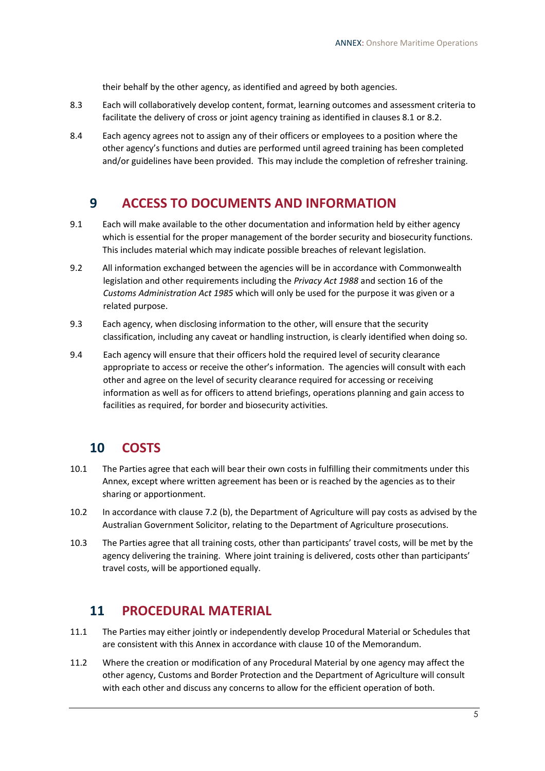their behalf by the other agency, as identified and agreed by both agencies.

8.3 Each will collaboratively develop content, format, learning outcomes and assessment criteria to facilitate the delivery of cross or joint agency training as identified in clauses 8.1 or 8.2.

8.4 Each agency agrees not to assign any of their officers or employees to a position where the other agency's functions and duties are performed until agreed training has been completed and/or guidelines have been provided. This may include the completion of refresher training.

## 9 ACCESS TO DOCUMENTS AND INFORMATION

9.1 Each will make available to the other documentation and information held by either agency which is essential for the proper management of the border security and biosecurity functions. This includes material which may indicate possible breaches of relevant legislation.

9.2 All information exchanged between the agencies will be in accordance with Commonwealth legislation and other requirements including the *Privacy Act 1988* and section 16 of the *Customs Administration Act 1985* which will only be used for the purpose it was given or a related purpose.

9.3 Each agency, when disclosing information to the other, will ensure that the security classification, including any caveat or handling instruction, is clearly identified when doing so.

9.4 Each agency will ensure that their officers hold the required level of security clearance appropriate to access or receive the other's information. The agencies will consult with each other and agree on the level of security clearance required for accessing or receiving information as well as for officers to attend briefings, operations planning and gain access to facilities as required, for border and biosecurity activities.

## 10 COSTS

10.1 The Parties agree that each will bear their own costs in fulfilling their commitments under this Annex, except where written agreement has been or is reached by the agencies as to their sharing or apportionment.

10.2 In accordance with clause 7.2 (b), the Department of Agriculture will pay costs as advised by the Australian Government Solicitor, relating to the Department of Agriculture prosecutions.

10.3 The Parties agree that all training costs, other than participants' travel costs, will be met by the agency delivering the training. Where joint training is delivered, costs other than participants' travel costs, will be apportioned equally.

## 11 PROCEDURAL MATERIAL

11.1 The Parties may either jointly or independently develop Procedural Material or Schedules that are consistent with this Annex in accordance with clause 10 of the Memorandum.

11.2 Where the creation or modification of any Procedural Material by one agency may affect the other agency, Customs and Border Protection and the Department of Agriculture will consult with each other and discuss any concerns to allow for the efficient operation of both.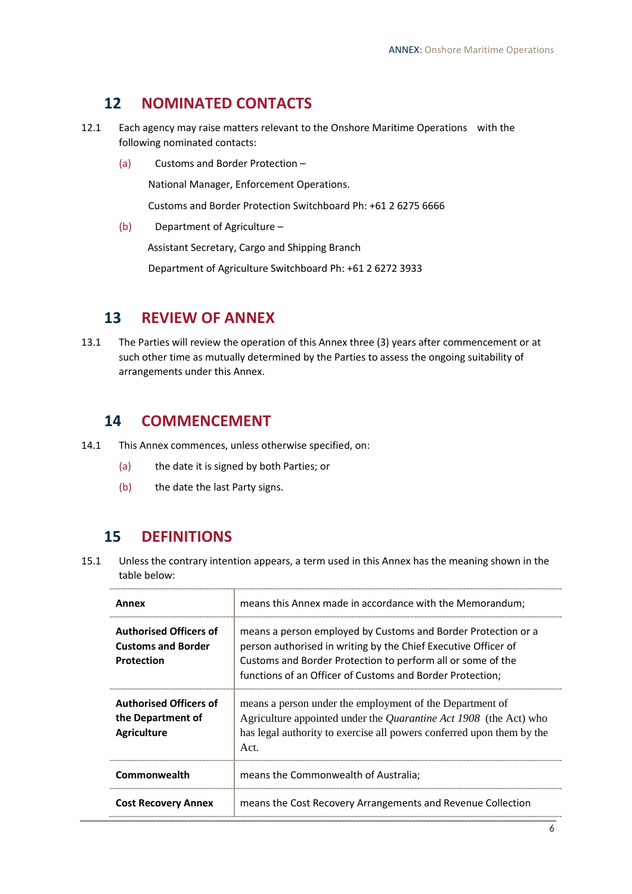## 12 NOMINATED CONTACTS

12.1 Each agency may raise matters relevant to the Onshore Maritime Operations with the following nominated contacts:

(a) Customs and Border Protection –

National Manager, Enforcement Operations.

Customs and Border Protection Switchboard Ph: +61 2 6275 6666

(b) Department of Agriculture –

Assistant Secretary, Cargo and Shipping Branch

Department of Agriculture Switchboard Ph: +61 2 6272 3933

## 13 REVIEW OF ANNEX

13.1 The Parties will review the operation of this Annex three (3) years after commencement or at such other time as mutually determined by the Parties to assess the ongoing suitability of arrangements under this Annex.

## 14 COMMENCEMENT

14.1 This Annex commences, unless otherwise specified, on:

(a) the date it is signed by both Parties; or

(b) the date the last Party signs.

## 15 DEFINITIONS

15.1 Unless the contrary intention appears, a term used in this Annex has the meaning shown in the table below:

| | |
|---|---|
| **Annex** | means this Annex made in accordance with the Memorandum; |
| **Authorised Officers of Customs and Border Protection** | means a person employed by Customs and Border Protection or a person authorised in writing by the Chief Executive Officer of Customs and Border Protection to perform all or some of the functions of an Officer of Customs and Border Protection; |
| **Authorised Officers of the Department of Agriculture** | means a person under the employment of the Department of Agriculture appointed under the *Quarantine Act 1908* (the Act) who has legal authority to exercise all powers conferred upon them by the Act. |
| **Commonwealth** | means the Commonwealth of Australia; |
| **Cost Recovery Annex** | means the Cost Recovery Arrangements and Revenue Collection |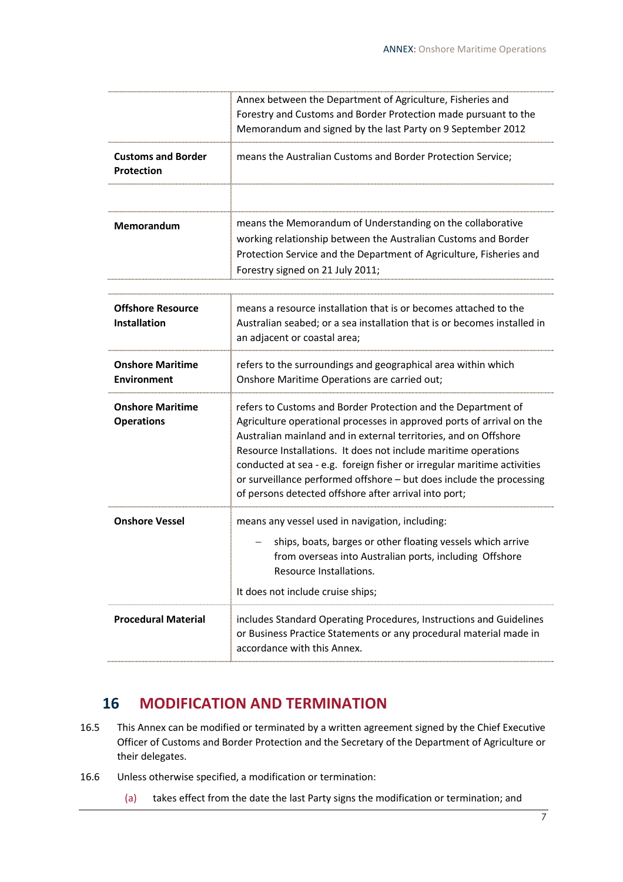| | |
|---|---|
| | Annex between the Department of Agriculture, Fisheries and Forestry and Customs and Border Protection made pursuant to the Memorandum and signed by the last Party on 9 September 2012 |
| **Customs and Border Protection** | means the Australian Customs and Border Protection Service; |
| | |
| **Memorandum** | means the Memorandum of Understanding on the collaborative working relationship between the Australian Customs and Border Protection Service and the Department of Agriculture, Fisheries and Forestry signed on 21 July 2011; |
| | |
| **Offshore Resource Installation** | means a resource installation that is or becomes attached to the Australian seabed; or a sea installation that is or becomes installed in an adjacent or coastal area; |
| **Onshore Maritime Environment** | refers to the surroundings and geographical area within which Onshore Maritime Operations are carried out; |
| **Onshore Maritime Operations** | refers to Customs and Border Protection and the Department of Agriculture operational processes in approved ports of arrival on the Australian mainland and in external territories, and on Offshore Resource Installations. It does not include maritime operations conducted at sea - e.g. foreign fisher or irregular maritime activities or surveillance performed offshore – but does include the processing of persons detected offshore after arrival into port; |
| **Onshore Vessel** | means any vessel used in navigation, including: <br> – ships, boats, barges or other floating vessels which arrive from overseas into Australian ports, including Offshore Resource Installations. <br> It does not include cruise ships; |
| **Procedural Material** | includes Standard Operating Procedures, Instructions and Guidelines or Business Practice Statements or any procedural material made in accordance with this Annex. |

## 16 MODIFICATION AND TERMINATION

16.5 This Annex can be modified or terminated by a written agreement signed by the Chief Executive Officer of Customs and Border Protection and the Secretary of the Department of Agriculture or their delegates.

16.6 Unless otherwise specified, a modification or termination:

(a) takes effect from the date the last Party signs the modification or termination; and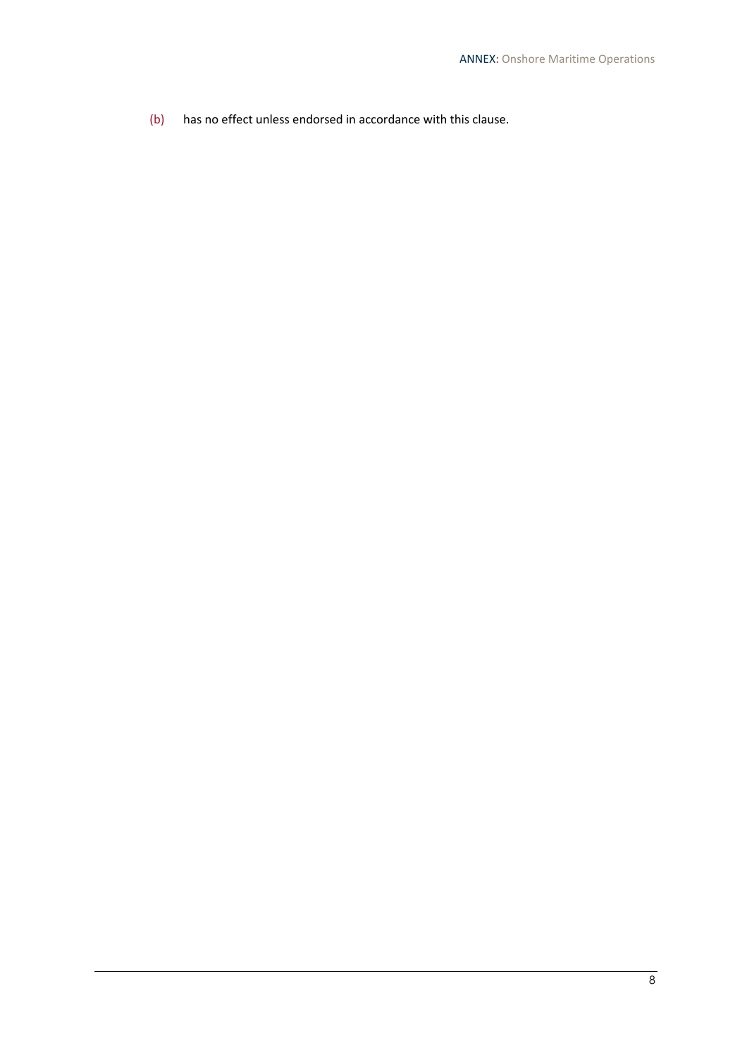(b) has no effect unless endorsed in accordance with this clause.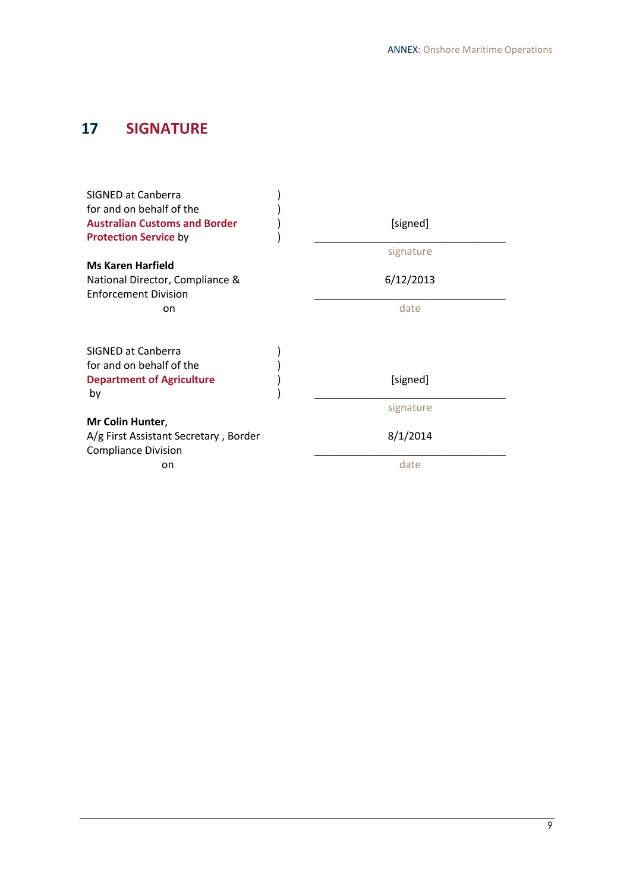# 17 SIGNATURE

SIGNED at Canberra )
for and on behalf of the )
**Australian Customs and Border** )
**Protection Service** by )

[signed]
\_\_\_\_\_\_\_\_\_\_\_\_\_\_\_\_\_\_\_\_\_\_\_\_\_\_\_\_\_\_\_\_\_\_\_\_
signature

**Ms Karen Harfield**
National Director, Compliance & Enforcement Division
on

6/12/2013
\_\_\_\_\_\_\_\_\_\_\_\_\_\_\_\_\_\_\_\_\_\_\_\_\_\_\_\_\_\_\_\_\_\_\_\_
date

SIGNED at Canberra )
for and on behalf of the )
**Department of Agriculture** )
by )

[signed]
\_\_\_\_\_\_\_\_\_\_\_\_\_\_\_\_\_\_\_\_\_\_\_\_\_\_\_\_\_\_\_\_\_\_\_\_
signature

**Mr Colin Hunter**,
A/g First Assistant Secretary , Border Compliance Division
on

8/1/2014
\_\_\_\_\_\_\_\_\_\_\_\_\_\_\_\_\_\_\_\_\_\_\_\_\_\_\_\_\_\_\_\_\_\_\_\_
date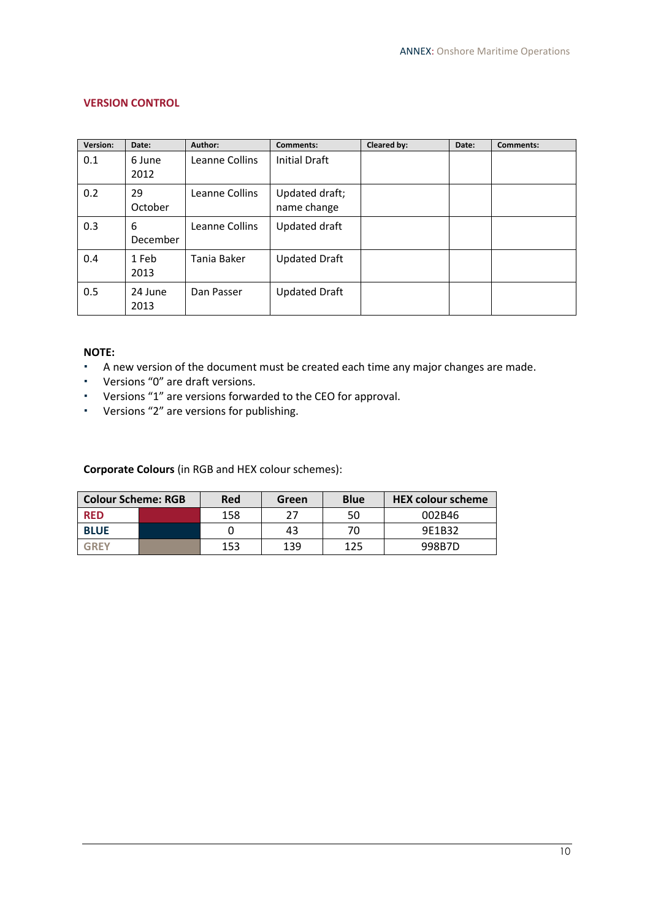## VERSION CONTROL

| Version: | Date: | Author: | Comments: | Cleared by: | Date: | Comments: |
|---|---|---|---|---|---|---|
| 0.1 | 6 June 2012 | Leanne Collins | Initial Draft | | | |
| 0.2 | 29 October | Leanne Collins | Updated draft; name change | | | |
| 0.3 | 6 December | Leanne Collins | Updated draft | | | |
| 0.4 | 1 Feb 2013 | Tania Baker | Updated Draft | | | |
| 0.5 | 24 June 2013 | Dan Passer | Updated Draft | | | |

**NOTE:**

- A new version of the document must be created each time any major changes are made.
- Versions "0" are draft versions.
- Versions "1" are versions forwarded to the CEO for approval.
- Versions "2" are versions for publishing.

**Corporate Colours** (in RGB and HEX colour schemes):

| Colour Scheme: RGB | | Red | Green | Blue | HEX colour scheme |
|---|---|---|---|---|---|
| **RED** | | 158 | 27 | 50 | 002B46 |
| **BLUE** | | 0 | 43 | 70 | 9E1B32 |
| **GREY** | | 153 | 139 | 125 | 998B7D |